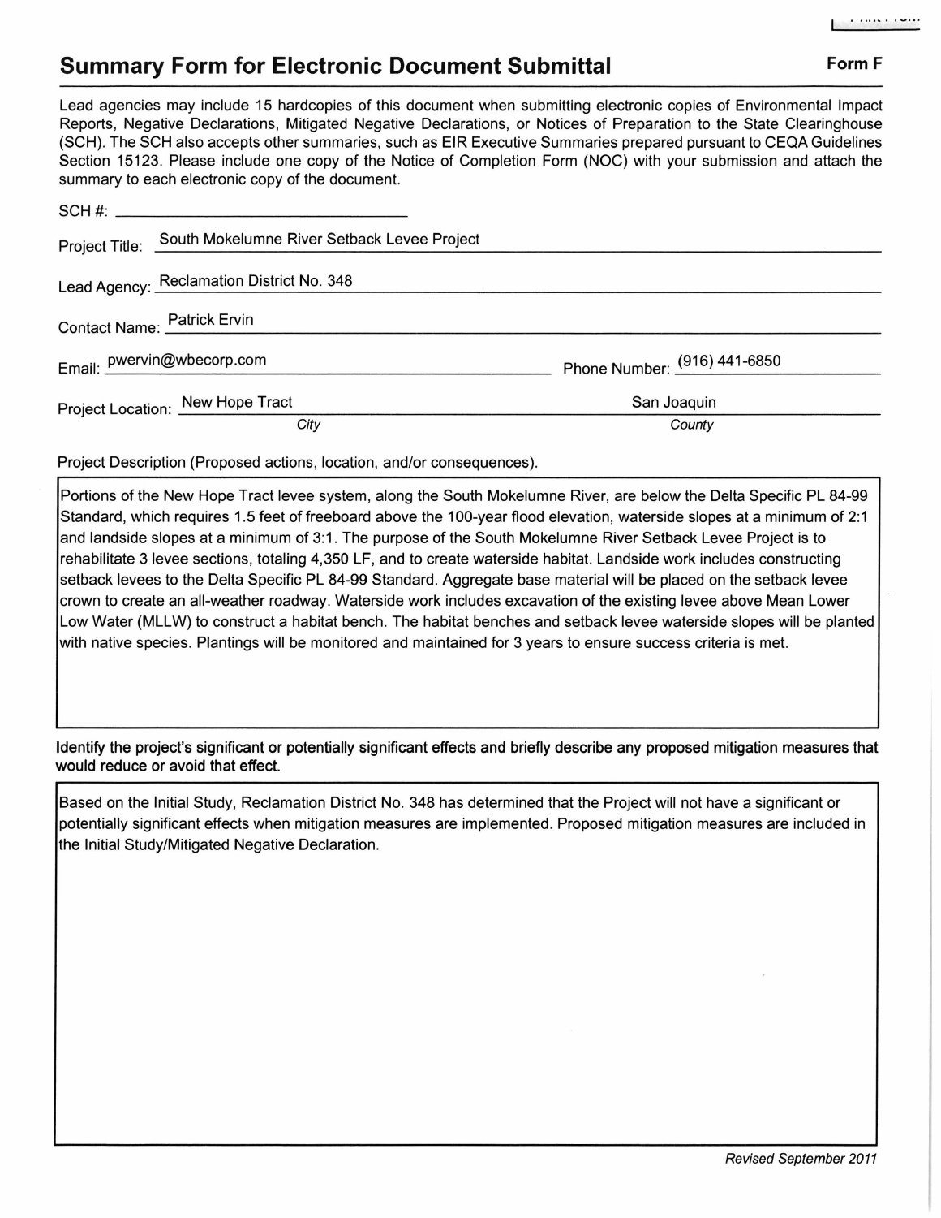## Summary Form for Electronic Document Submittal

**Form F**

Lead agencies may include 15 hardcopies of this document when submitting electronic copies of Environmental Impact Reports, Negative Declarations, Mitigated Negative Declarations, or Notices of Preparation to the State Clearinghouse (SCH). The SCH also accepts other summaries, such as EIR Executive Summaries prepared pursuant to CEQA Guidelines Section 15123. Please include one copy of the Notice of Completion Form (NOC) with your submission and attach the summary to each electronic copy of the document.

SCH #: ______________________

Project Title: South Mokelumne River Setback Levee Project

Lead Agency: Reclamation District No. 348

Contact Name: Patrick Ervin

Email: pwervin@wbecorp.com  Phone Number: (916) 441-6850

Project Location: New Hope Tract (*City*)  San Joaquin (*County*)

Project Description (Proposed actions, location, and/or consequences).

Portions of the New Hope Tract levee system, along the South Mokelumne River, are below the Delta Specific PL 84-99 Standard, which requires 1.5 feet of freeboard above the 100-year flood elevation, waterside slopes at a minimum of 2:1 and landside slopes at a minimum of 3:1. The purpose of the South Mokelumne River Setback Levee Project is to rehabilitate 3 levee sections, totaling 4,350 LF, and to create waterside habitat. Landside work includes constructing setback levees to the Delta Specific PL 84-99 Standard. Aggregate base material will be placed on the setback levee crown to create an all-weather roadway. Waterside work includes excavation of the existing levee above Mean Lower Low Water (MLLW) to construct a habitat bench. The habitat benches and setback levee waterside slopes will be planted with native species. Plantings will be monitored and maintained for 3 years to ensure success criteria is met.

**Identify the project's significant or potentially significant effects and briefly describe any proposed mitigation measures that would reduce or avoid that effect.**

Based on the Initial Study, Reclamation District No. 348 has determined that the Project will not have a significant or potentially significant effects when mitigation measures are implemented. Proposed mitigation measures are included in the Initial Study/Mitigated Negative Declaration.

*Revised September 2011*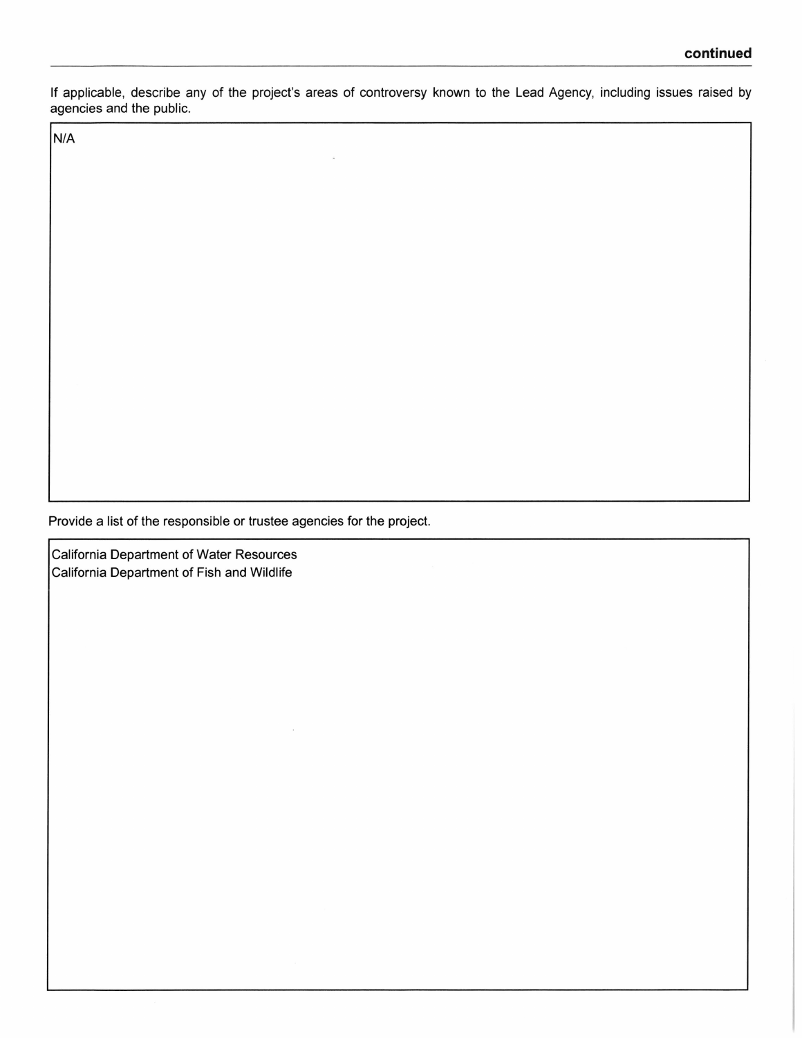**continued**

If applicable, describe any of the project's areas of controversy known to the Lead Agency, including issues raised by agencies and the public.

N/A

Provide a list of the responsible or trustee agencies for the project.

California Department of Water Resources
California Department of Fish and Wildlife